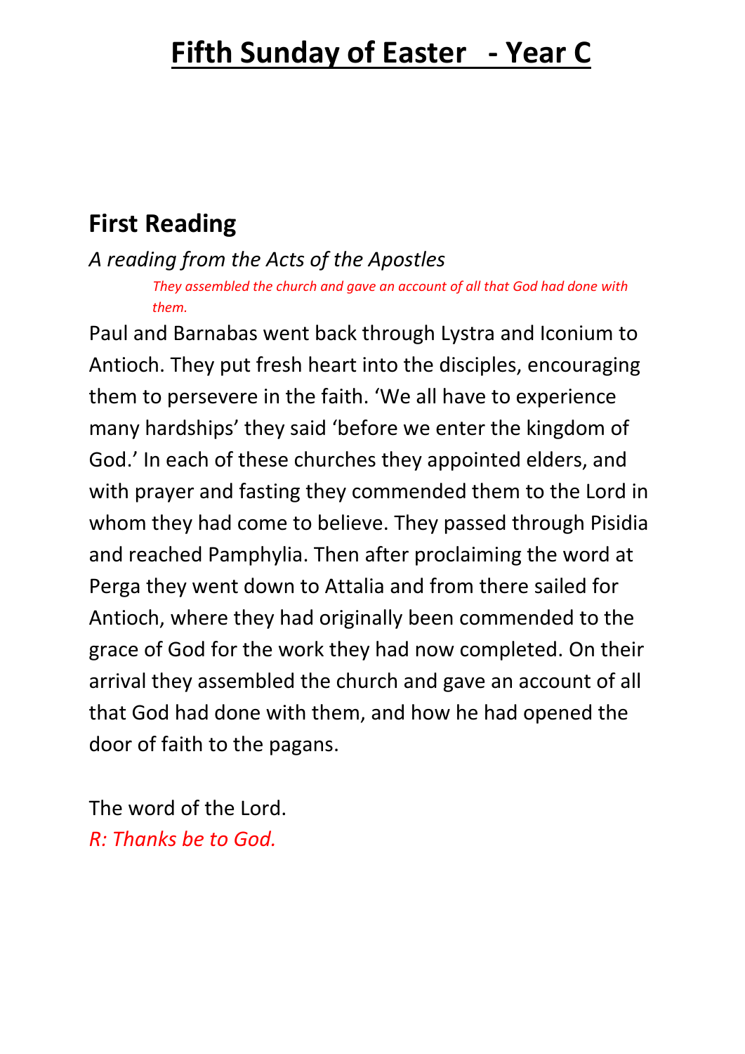# Fifth Sunday of Easter - Year C

## First Reading

*A reading from the Acts of the Apostles*

*They assembled the church and gave an account of all that God had done with them.*

Paul and Barnabas went back through Lystra and Iconium to Antioch. They put fresh heart into the disciples, encouraging them to persevere in the faith. 'We all have to experience many hardships' they said 'before we enter the kingdom of God.' In each of these churches they appointed elders, and with prayer and fasting they commended them to the Lord in whom they had come to believe. They passed through Pisidia and reached Pamphylia. Then after proclaiming the word at Perga they went down to Attalia and from there sailed for Antioch, where they had originally been commended to the grace of God for the work they had now completed. On their arrival they assembled the church and gave an account of all that God had done with them, and how he had opened the door of faith to the pagans.

The word of the Lord.

*R: Thanks be to God.*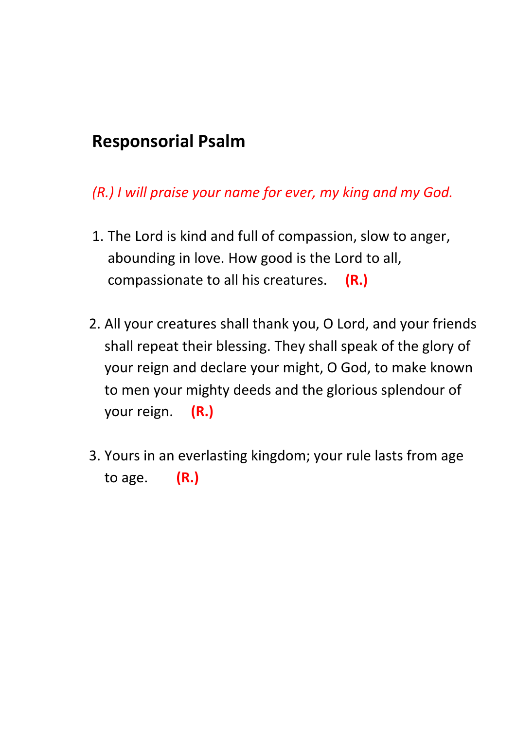## Responsorial Psalm

*(R.) I will praise your name for ever, my king and my God.*

1. The Lord is kind and full of compassion, slow to anger, abounding in love. How good is the Lord to all, compassionate to all his creatures. **(R.)**

2. All your creatures shall thank you, O Lord, and your friends shall repeat their blessing. They shall speak of the glory of your reign and declare your might, O God, to make known to men your mighty deeds and the glorious splendour of your reign. **(R.)**

3. Yours in an everlasting kingdom; your rule lasts from age to age. **(R.)**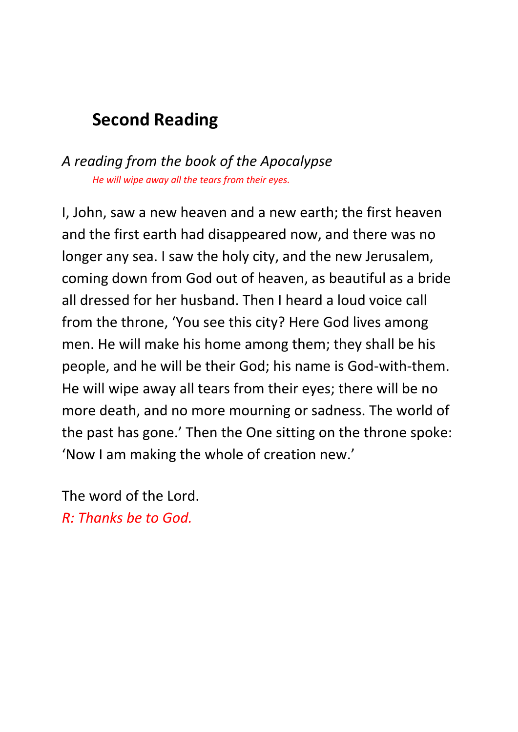## Second Reading

*A reading from the book of the Apocalypse*

*He will wipe away all the tears from their eyes.*

I, John, saw a new heaven and a new earth; the first heaven and the first earth had disappeared now, and there was no longer any sea. I saw the holy city, and the new Jerusalem, coming down from God out of heaven, as beautiful as a bride all dressed for her husband. Then I heard a loud voice call from the throne, 'You see this city? Here God lives among men. He will make his home among them; they shall be his people, and he will be their God; his name is God-with-them. He will wipe away all tears from their eyes; there will be no more death, and no more mourning or sadness. The world of the past has gone.' Then the One sitting on the throne spoke: 'Now I am making the whole of creation new.'

The word of the Lord.

*R: Thanks be to God.*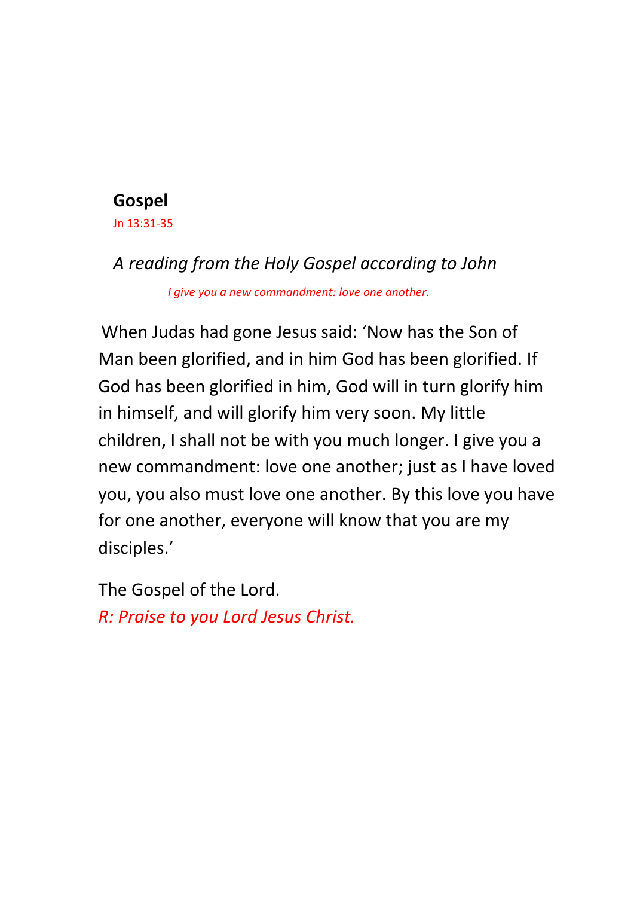## Gospel

Jn 13:31-35

*A reading from the Holy Gospel according to John*

*I give you a new commandment: love one another.*

When Judas had gone Jesus said: 'Now has the Son of Man been glorified, and in him God has been glorified. If God has been glorified in him, God will in turn glorify him in himself, and will glorify him very soon. My little children, I shall not be with you much longer. I give you a new commandment: love one another; just as I have loved you, you also must love one another. By this love you have for one another, everyone will know that you are my disciples.'

The Gospel of the Lord.

*R: Praise to you Lord Jesus Christ.*